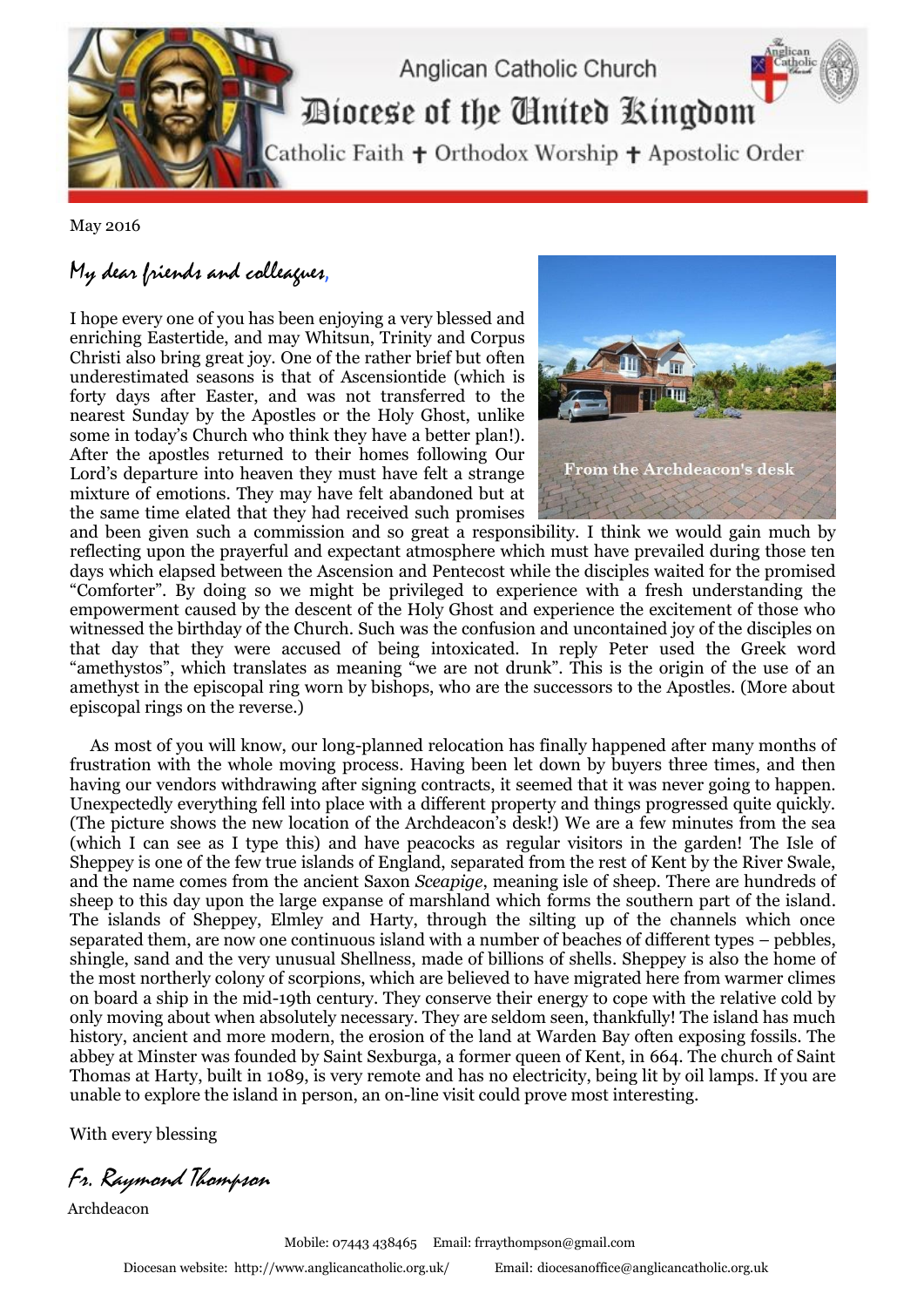# Anglican Catholic Church

## Diocese of the United Kingdom

Catholic Faith ✝ Orthodox Worship ✝ Apostolic Order

May 2016

*My dear friends and colleagues,*

I hope every one of you has been enjoying a very blessed and enriching Eastertide, and may Whitsun, Trinity and Corpus Christi also bring great joy. One of the rather brief but often underestimated seasons is that of Ascensiontide (which is forty days after Easter, and was not transferred to the nearest Sunday by the Apostles or the Holy Ghost, unlike some in today's Church who think they have a better plan!). After the apostles returned to their homes following Our Lord's departure into heaven they must have felt a strange mixture of emotions. They may have felt abandoned but at the same time elated that they had received such promises and been given such a commission and so great a responsibility. I think we would gain much by reflecting upon the prayerful and expectant atmosphere which must have prevailed during those ten days which elapsed between the Ascension and Pentecost while the disciples waited for the promised "Comforter". By doing so we might be privileged to experience with a fresh understanding the empowerment caused by the descent of the Holy Ghost and experience the excitement of those who witnessed the birthday of the Church. Such was the confusion and uncontained joy of the disciples on that day that they were accused of being intoxicated. In reply Peter used the Greek word "amethystos", which translates as meaning "we are not drunk". This is the origin of the use of an amethyst in the episcopal ring worn by bishops, who are the successors to the Apostles. (More about episcopal rings on the reverse.)

From the Archdeacon's desk

As most of you will know, our long-planned relocation has finally happened after many months of frustration with the whole moving process. Having been let down by buyers three times, and then having our vendors withdrawing after signing contracts, it seemed that it was never going to happen. Unexpectedly everything fell into place with a different property and things progressed quite quickly. (The picture shows the new location of the Archdeacon's desk!) We are a few minutes from the sea (which I can see as I type this) and have peacocks as regular visitors in the garden! The Isle of Sheppey is one of the few true islands of England, separated from the rest of Kent by the River Swale, and the name comes from the ancient Saxon *Sceapige*, meaning isle of sheep. There are hundreds of sheep to this day upon the large expanse of marshland which forms the southern part of the island. The islands of Sheppey, Elmley and Harty, through the silting up of the channels which once separated them, are now one continuous island with a number of beaches of different types – pebbles, shingle, sand and the very unusual Shellness, made of billions of shells. Sheppey is also the home of the most northerly colony of scorpions, which are believed to have migrated here from warmer climes on board a ship in the mid-19th century. They conserve their energy to cope with the relative cold by only moving about when absolutely necessary. They are seldom seen, thankfully! The island has much history, ancient and more modern, the erosion of the land at Warden Bay often exposing fossils. The abbey at Minster was founded by Saint Sexburga, a former queen of Kent, in 664. The church of Saint Thomas at Harty, built in 1089, is very remote and has no electricity, being lit by oil lamps. If you are unable to explore the island in person, an on-line visit could prove most interesting.

With every blessing

*Fr. Raymond Thompson*

Archdeacon

Mobile: 07443 438465 Email: frraythompson@gmail.com

Diocesan website: http://www.anglicancatholic.org.uk/ Email: diocesanoffice@anglicancatholic.org.uk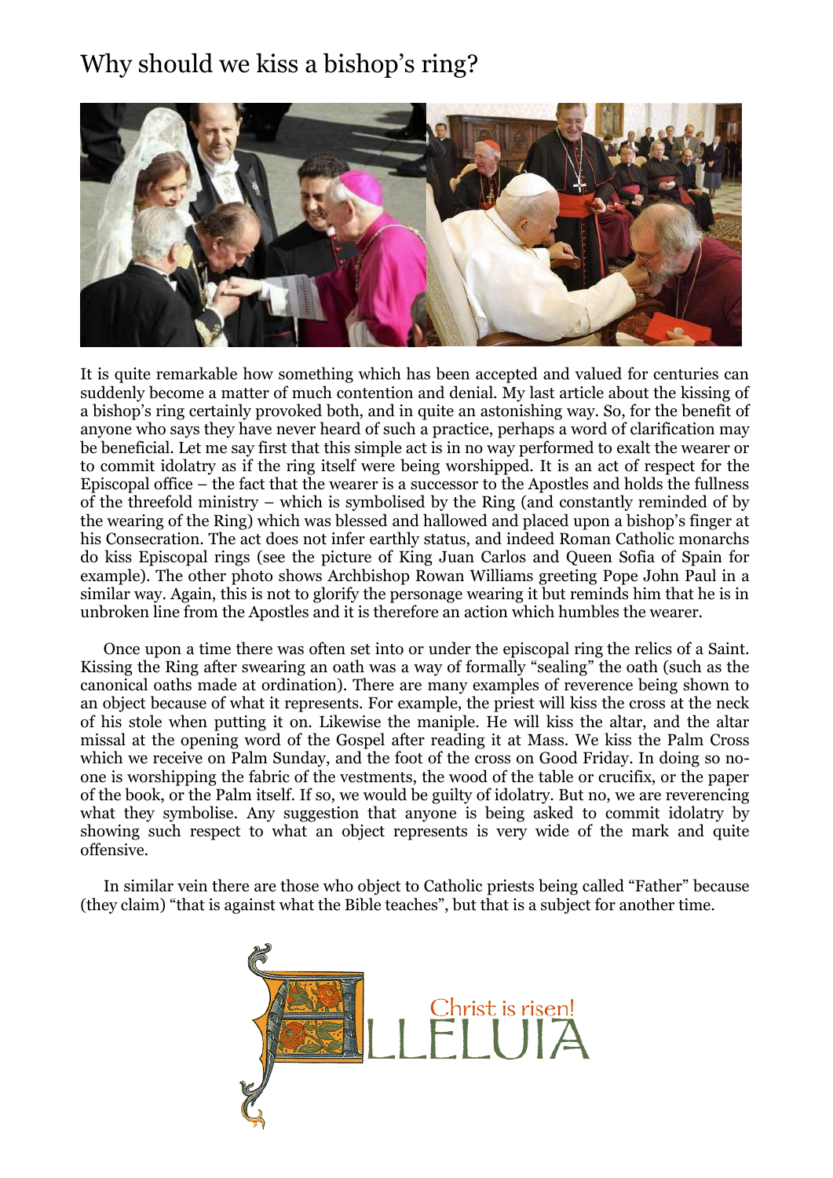# Why should we kiss a bishop's ring?

It is quite remarkable how something which has been accepted and valued for centuries can suddenly become a matter of much contention and denial. My last article about the kissing of a bishop's ring certainly provoked both, and in quite an astonishing way. So, for the benefit of anyone who says they have never heard of such a practice, perhaps a word of clarification may be beneficial. Let me say first that this simple act is in no way performed to exalt the wearer or to commit idolatry as if the ring itself were being worshipped. It is an act of respect for the Episcopal office – the fact that the wearer is a successor to the Apostles and holds the fullness of the threefold ministry – which is symbolised by the Ring (and constantly reminded of by the wearing of the Ring) which was blessed and hallowed and placed upon a bishop's finger at his Consecration. The act does not infer earthly status, and indeed Roman Catholic monarchs do kiss Episcopal rings (see the picture of King Juan Carlos and Queen Sofia of Spain for example). The other photo shows Archbishop Rowan Williams greeting Pope John Paul in a similar way. Again, this is not to glorify the personage wearing it but reminds him that he is in unbroken line from the Apostles and it is therefore an action which humbles the wearer.

Once upon a time there was often set into or under the episcopal ring the relics of a Saint. Kissing the Ring after swearing an oath was a way of formally "sealing" the oath (such as the canonical oaths made at ordination). There are many examples of reverence being shown to an object because of what it represents. For example, the priest will kiss the cross at the neck of his stole when putting it on. Likewise the maniple. He will kiss the altar, and the altar missal at the opening word of the Gospel after reading it at Mass. We kiss the Palm Cross which we receive on Palm Sunday, and the foot of the cross on Good Friday. In doing so no-one is worshipping the fabric of the vestments, the wood of the table or crucifix, or the paper of the book, or the Palm itself. If so, we would be guilty of idolatry. But no, we are reverencing what they symbolise. Any suggestion that anyone is being asked to commit idolatry by showing such respect to what an object represents is very wide of the mark and quite offensive.

In similar vein there are those who object to Catholic priests being called "Father" because (they claim) "that is against what the Bible teaches", but that is a subject for another time.

Christ is risen!
ALLELUIA